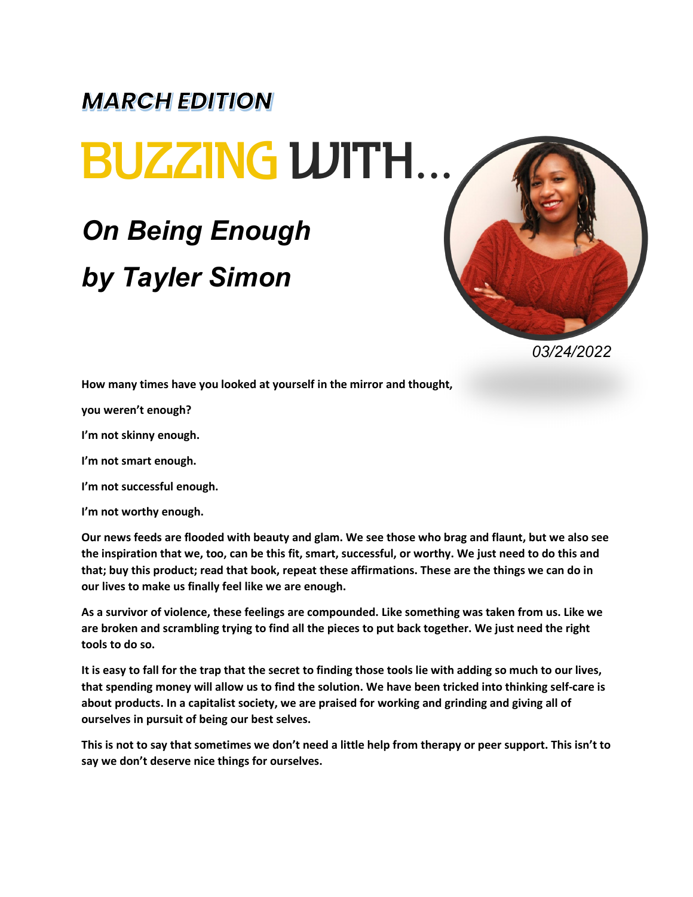## MARCH EDITION

# BUZZING WITH…

## *On Being Enough*

## *by Tayler Simon*

*03/24/2022*

**How many times have you looked at yourself in the mirror and thought,**

**you weren't enough?**

**I'm not skinny enough.**

**I'm not smart enough.**

**I'm not successful enough.**

**I'm not worthy enough.**

**Our news feeds are flooded with beauty and glam. We see those who brag and flaunt, but we also see the inspiration that we, too, can be this fit, smart, successful, or worthy. We just need to do this and that; buy this product; read that book, repeat these affirmations. These are the things we can do in our lives to make us finally feel like we are enough.**

**As a survivor of violence, these feelings are compounded. Like something was taken from us. Like we are broken and scrambling trying to find all the pieces to put back together. We just need the right tools to do so.**

**It is easy to fall for the trap that the secret to finding those tools lie with adding so much to our lives, that spending money will allow us to find the solution. We have been tricked into thinking self-care is about products. In a capitalist society, we are praised for working and grinding and giving all of ourselves in pursuit of being our best selves.**

**This is not to say that sometimes we don't need a little help from therapy or peer support. This isn't to say we don't deserve nice things for ourselves.**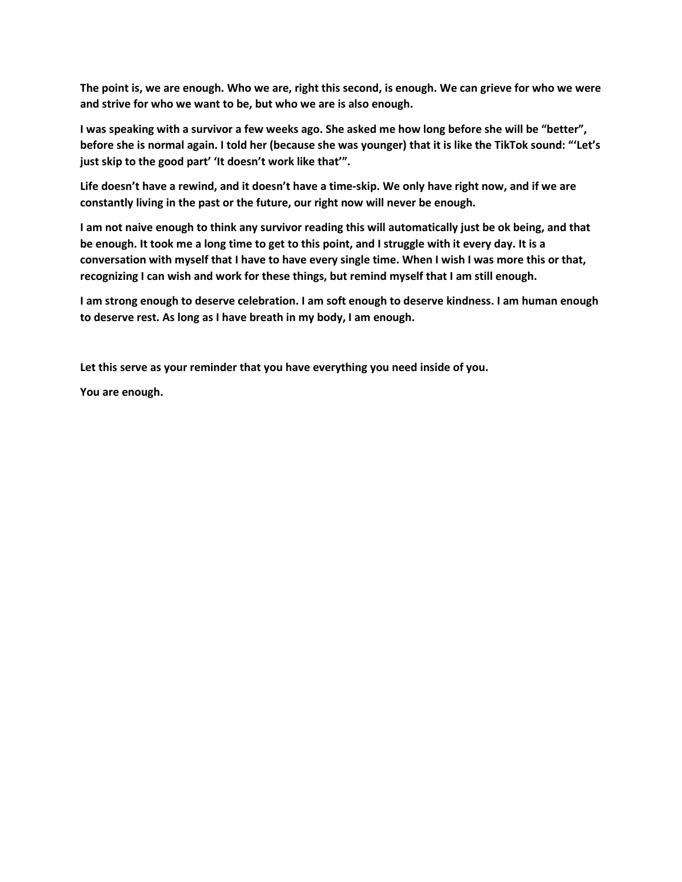**The point is, we are enough. Who we are, right this second, is enough. We can grieve for who we were and strive for who we want to be, but who we are is also enough.**

**I was speaking with a survivor a few weeks ago. She asked me how long before she will be "better", before she is normal again. I told her (because she was younger) that it is like the TikTok sound: "'Let's just skip to the good part' 'It doesn't work like that'".**

**Life doesn't have a rewind, and it doesn't have a time-skip. We only have right now, and if we are constantly living in the past or the future, our right now will never be enough.**

**I am not naive enough to think any survivor reading this will automatically just be ok being, and that be enough. It took me a long time to get to this point, and I struggle with it every day. It is a conversation with myself that I have to have every single time. When I wish I was more this or that, recognizing I can wish and work for these things, but remind myself that I am still enough.**

**I am strong enough to deserve celebration. I am soft enough to deserve kindness. I am human enough to deserve rest. As long as I have breath in my body, I am enough.**

**Let this serve as your reminder that you have everything you need inside of you.**

**You are enough.**